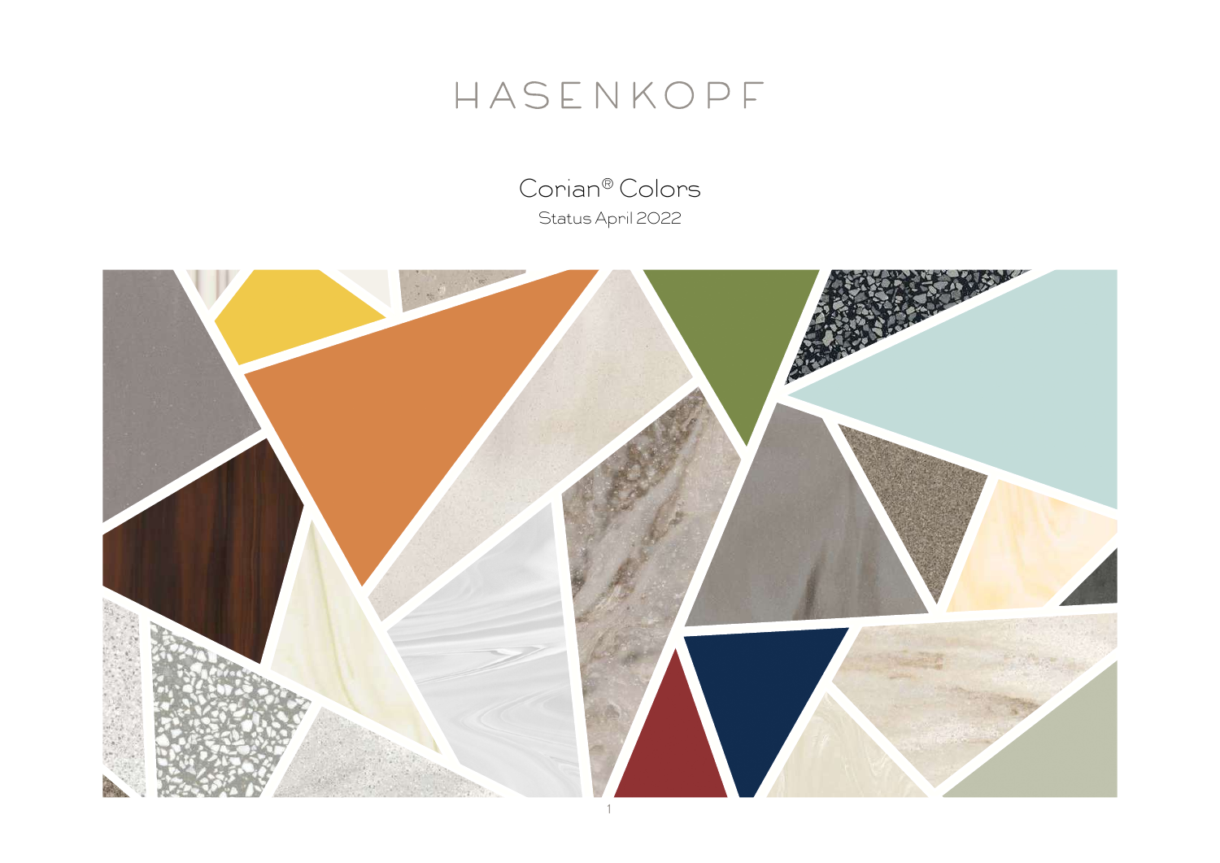# HASENKOPF

## Corian® Colors

Status April 2022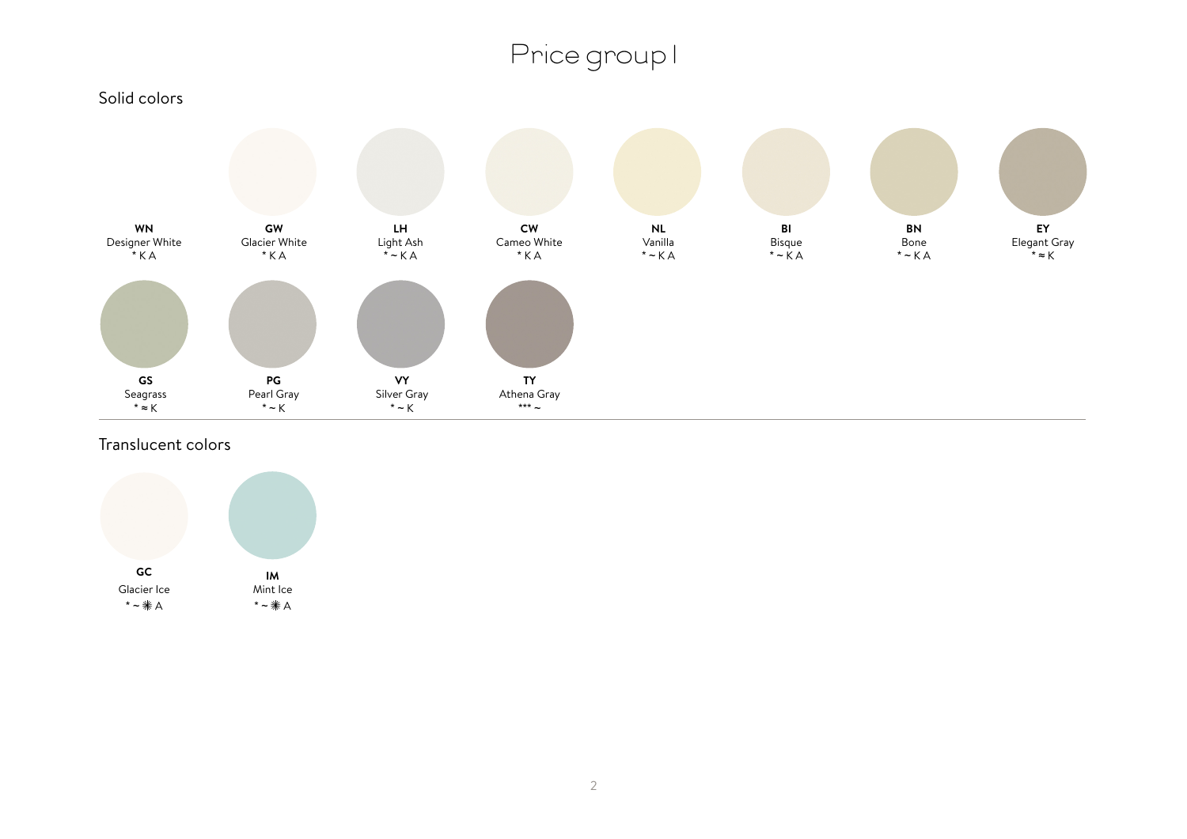# Price group I

## Solid colors

**WN**
Designer White
* K A

**GW**
Glacier White
* K A

**LH**
Light Ash
* ~ K A

**CW**
Cameo White
* K A

**NL**
Vanilla
* ~ K A

**BI**
Bisque
* ~ K A

**BN**
Bone
* ~ K A

**EY**
Elegant Gray
* ≈ K

**GS**
Seagrass
* ≈ K

**PG**
Pearl Gray
* ~ K

**VY**
Silver Gray
* ~ K

**TY**
Athena Gray
*** ~

## Translucent colors

**GC**
Glacier Ice
* ~ ✷ A

**IM**
Mint Ice
* ~ ✷ A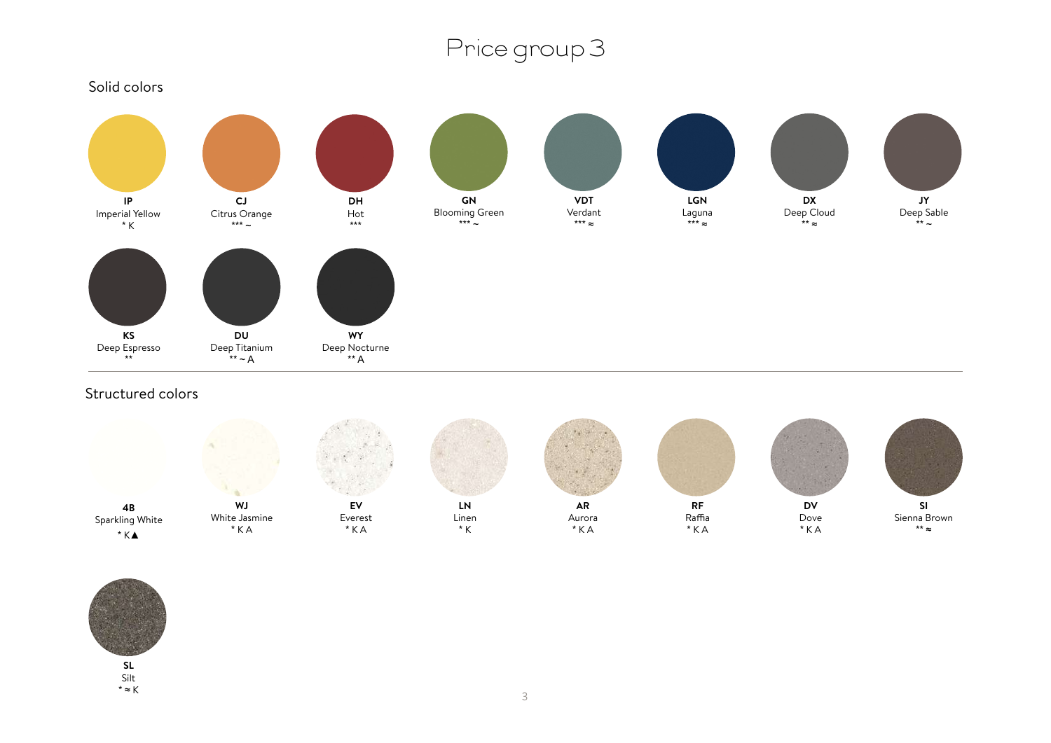# Price group 3

## Solid colors

**IP**
Imperial Yellow
* K

**CJ**
Citrus Orange
*** ~

**DH**
Hot
***

**GN**
Blooming Green
*** ~

**VDT**
Verdant
*** ≈

**LGN**
Laguna
*** ≈

**DX**
Deep Cloud
** ≈

**JY**
Deep Sable
** ~

**KS**
Deep Espresso
**

**DU**
Deep Titanium
** ~ A

**WY**
Deep Nocturne
** A

## Structured colors

**4B**
Sparkling White
* K▲

**WJ**
White Jasmine
* K A

**EV**
Everest
* K A

**LN**
Linen
* K

**AR**
Aurora
* K A

**RF**
Raffia
* K A

**DV**
Dove
* K A

**SI**
Sienna Brown
** ≈

**SL**
Silt
* ≈ K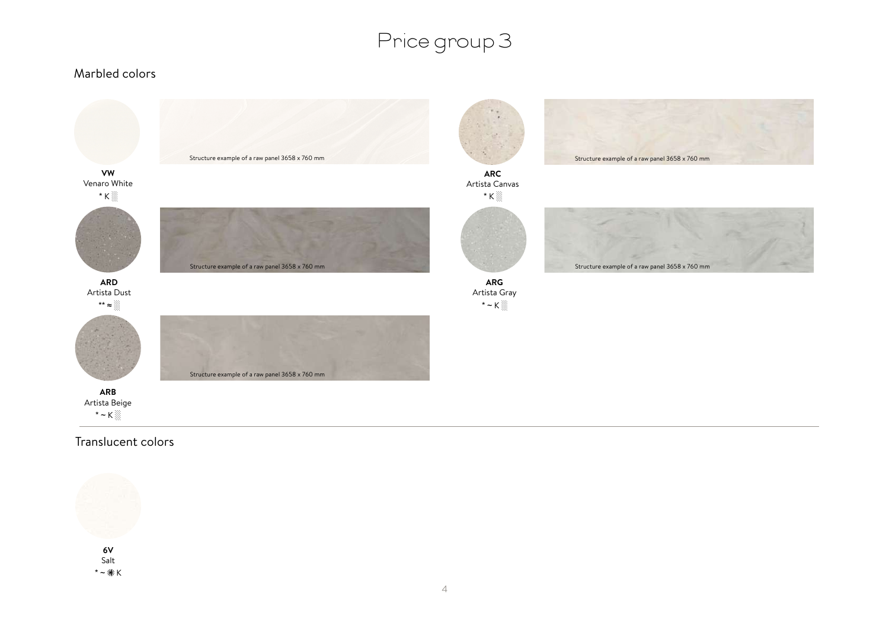# Price group 3

## Marbled colors

**VW**
Venaro White
* K ░

Structure example of a raw panel 3658 x 760 mm

**ARC**
Artista Canvas
* K ░

Structure example of a raw panel 3658 x 760 mm

**ARD**
Artista Dust
** ≈ ░

Structure example of a raw panel 3658 x 760 mm

**ARG**
Artista Gray
* ~ K ░

Structure example of a raw panel 3658 x 760 mm

**ARB**
Artista Beige
* ~ K ░

Structure example of a raw panel 3658 x 760 mm

## Translucent colors

**6V**
Salt
* ~ ✷ K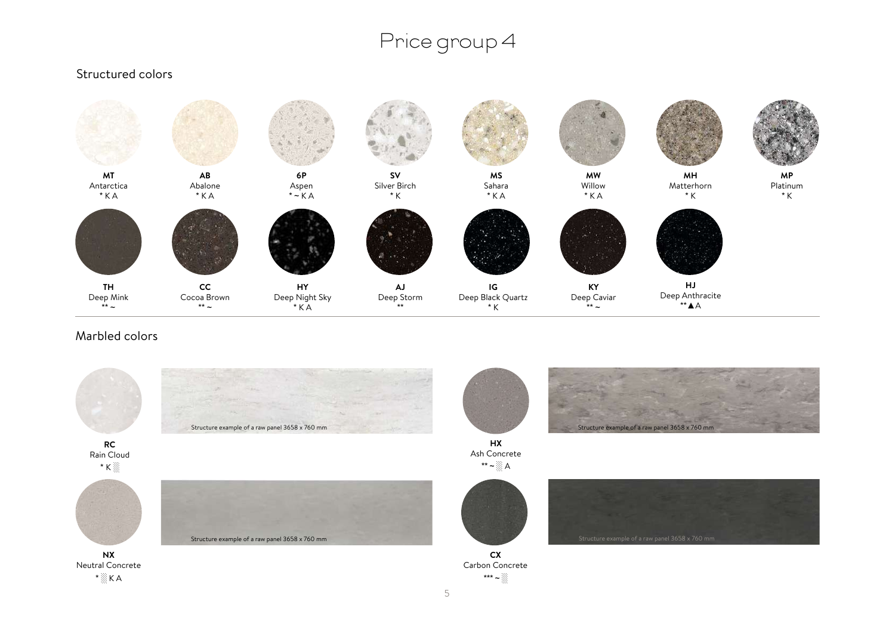# Price group 4

## Structured colors

**MT**
Antarctica
* K A

**AB**
Abalone
* K A

**6P**
Aspen
* ~ K A

**SV**
Silver Birch
* K

**MS**
Sahara
* K A

**MW**
Willow
* K A

**MH**
Matterhorn
* K

**MP**
Platinum
* K

**TH**
Deep Mink
** ~

**CC**
Cocoa Brown
** ~

**HY**
Deep Night Sky
* K A

**AJ**
Deep Storm
**

**IG**
Deep Black Quartz
* K

**KY**
Deep Caviar
** ~

**HJ**
Deep Anthracite
** ▲ A

## Marbled colors

**RC**
Rain Cloud
* K ░

Structure example of a raw panel 3658 x 760 mm

**HX**
Ash Concrete
** ~ ░ A

Structure example of a raw panel 3658 x 760 mm

**NX**
Neutral Concrete
* ░ K A

Structure example of a raw panel 3658 x 760 mm

**CX**
Carbon Concrete
*** ~ ░

Structure example of a raw panel 3658 x 760 mm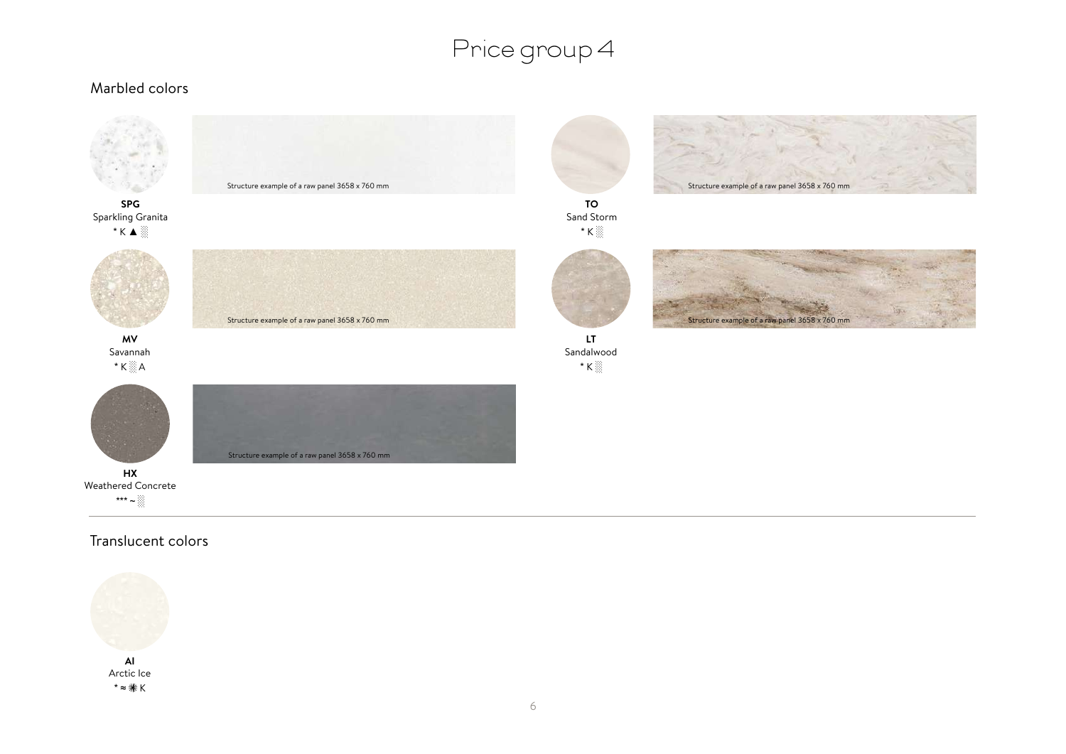# Price group 4

## Marbled colors

**SPG**
Sparkling Granita
* K ▲ ░

Structure example of a raw panel 3658 x 760 mm

**TO**
Sand Storm
* K ░

Structure example of a raw panel 3658 x 760 mm

**MV**
Savannah
* K ░ A

Structure example of a raw panel 3658 x 760 mm

**LT**
Sandalwood
* K ░

Structure example of a raw panel 3658 x 760 mm

**HX**
Weathered Concrete
*** ~ ░

Structure example of a raw panel 3658 x 760 mm

## Translucent colors

**AI**
Arctic Ice
* ≈ ✵ K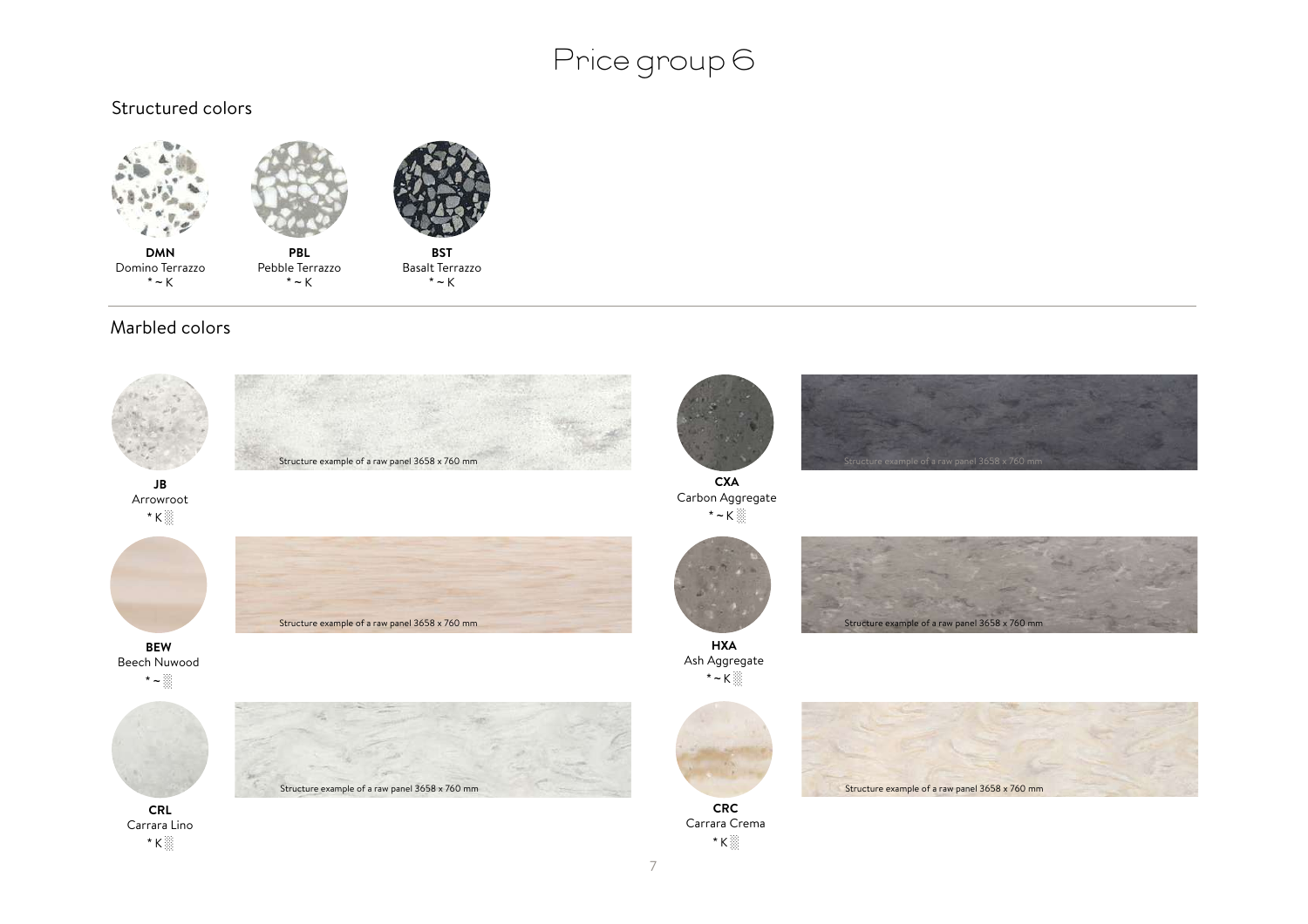# Price group 6

## Structured colors

**DMN**
Domino Terrazzo
* ~ K

**PBL**
Pebble Terrazzo
* ~ K

**BST**
Basalt Terrazzo
* ~ K

## Marbled colors

**JB**
Arrowroot
* K ░

Structure example of a raw panel 3658 x 760 mm

**CXA**
Carbon Aggregate
* ~ K ░

Structure example of a raw panel 3658 x 760 mm

**BEW**
Beech Nuwood
* ~ ░

Structure example of a raw panel 3658 x 760 mm

**HXA**
Ash Aggregate
* ~ K ░

Structure example of a raw panel 3658 x 760 mm

**CRL**
Carrara Lino
* K ░

Structure example of a raw panel 3658 x 760 mm

**CRC**
Carrara Crema
* K ░

Structure example of a raw panel 3658 x 760 mm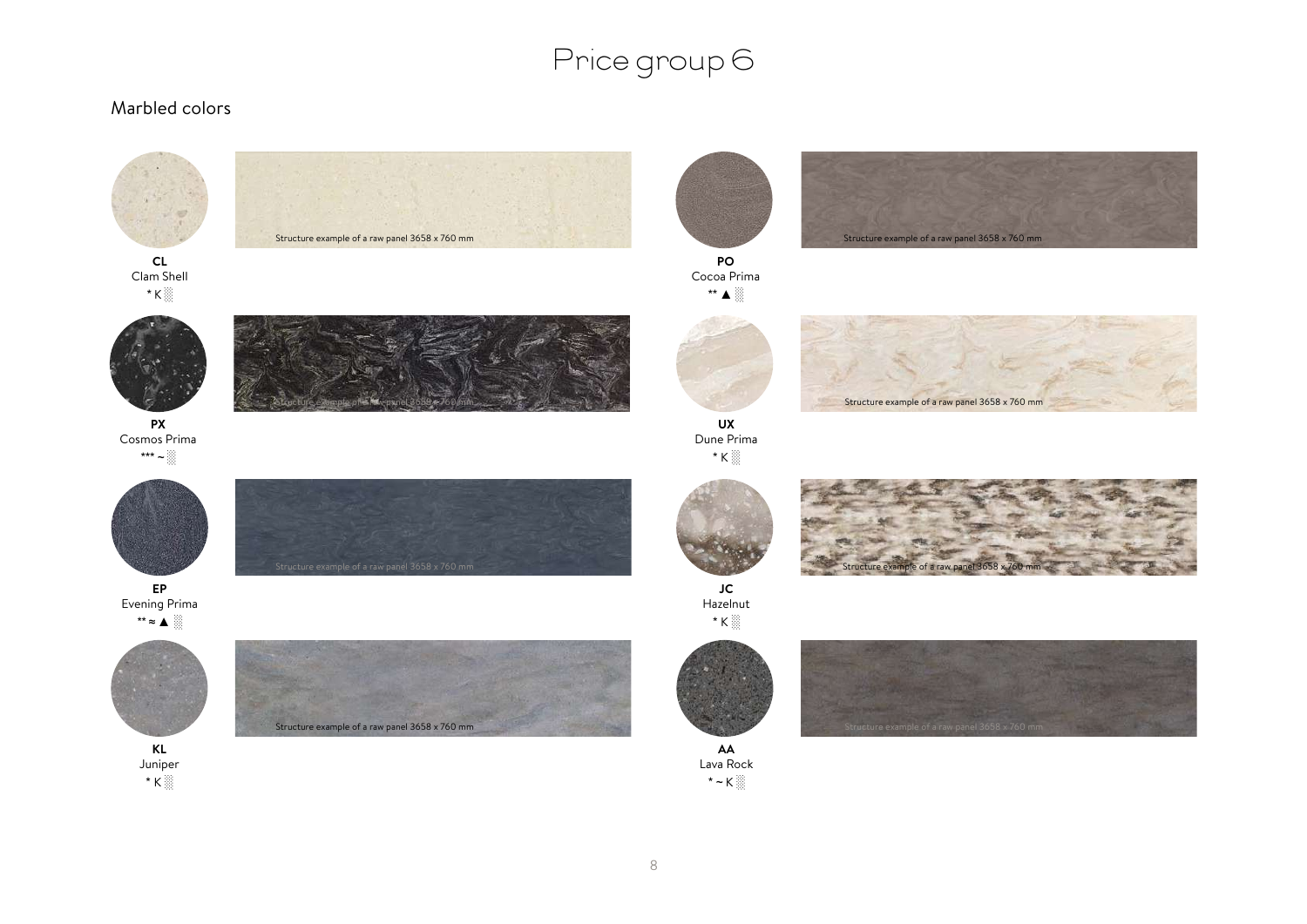# Price group 6

## Marbled colors

**CL**
Clam Shell
* K ░

Structure example of a raw panel 3658 x 760 mm

**PX**
Cosmos Prima
*** ~ ░

Structure example of a raw panel 3658 x 760 mm

**EP**
Evening Prima
** ≈ ▲ ░

Structure example of a raw panel 3658 x 760 mm

**KL**
Juniper
* K ░

Structure example of a raw panel 3658 x 760 mm

**PO**
Cocoa Prima
** ▲ ░

Structure example of a raw panel 3658 x 760 mm

**UX**
Dune Prima
* K ░

Structure example of a raw panel 3658 x 760 mm

**JC**
Hazelnut
* K ░

Structure example of a raw panel 3658 x 760 mm

**AA**
Lava Rock
* ~ K ░

Structure example of a raw panel 3658 x 760 mm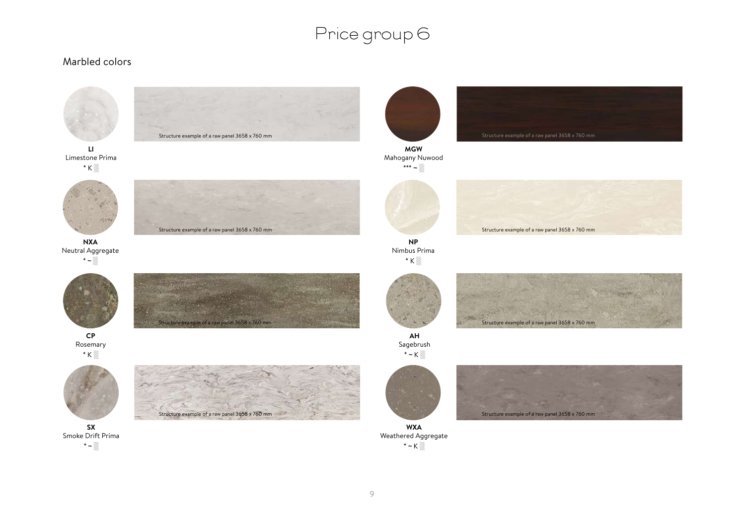# Price group 6

## Marbled colors

**LI**
Limestone Prima
* K ░

Structure example of a raw panel 3658 x 760 mm

**MGW**
Mahogany Nuwood
*** ~ ░

Structure example of a raw panel 3658 x 760 mm

**NXA**
Neutral Aggregate
* ~ ░

Structure example of a raw panel 3658 x 760 mm

**NP**
Nimbus Prima
* K ░

Structure example of a raw panel 3658 x 760 mm

**CP**
Rosemary
* K ░

Structure example of a raw panel 3658 x 760 mm

**AH**
Sagebrush
* ~ K ░

Structure example of a raw panel 3658 x 760 mm

**SX**
Smoke Drift Prima
* ~ ░

Structure example of a raw panel 3658 x 760 mm

**WXA**
Weathered Aggregate
* ~ K ░

Structure example of a raw panel 3658 x 760 mm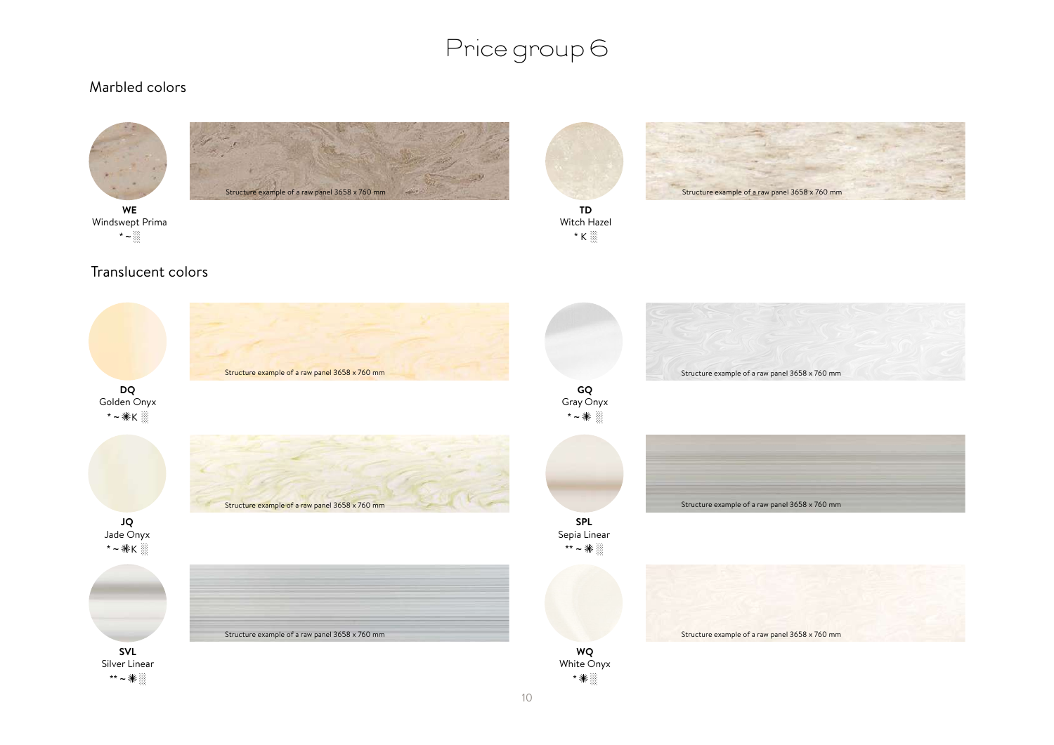# Price group 6

## Marbled colors

Structure example of a raw panel 3658 x 760 mm

**WE**
Windswept Prima
* ~ ░

Structure example of a raw panel 3658 x 760 mm

**TD**
Witch Hazel
* K ░

## Translucent colors

Structure example of a raw panel 3658 x 760 mm

**DQ**
Golden Onyx
* ~ ✳ K ░

Structure example of a raw panel 3658 x 760 mm

**GQ**
Gray Onyx
* ~ ✳ ░

Structure example of a raw panel 3658 x 760 mm

**JQ**
Jade Onyx
* ~ ✳ K ░

Structure example of a raw panel 3658 x 760 mm

**SPL**
Sepia Linear
** ~ ✳ ░

Structure example of a raw panel 3658 x 760 mm

**SVL**
Silver Linear
** ~ ✳ ░

Structure example of a raw panel 3658 x 760 mm

**WQ**
White Onyx
* ✳ ░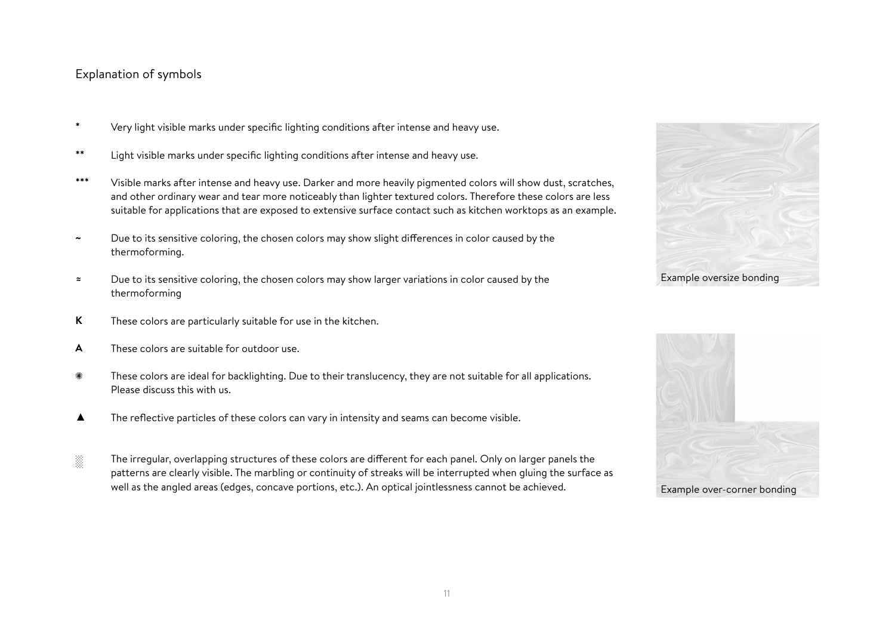## Explanation of symbols

| Symbol | Explanation |
| --- | --- |
| * | Very light visible marks under specific lighting conditions after intense and heavy use. |
| ** | Light visible marks under specific lighting conditions after intense and heavy use. |
| *** | Visible marks after intense and heavy use. Darker and more heavily pigmented colors will show dust, scratches, and other ordinary wear and tear more noticeably than lighter textured colors. Therefore these colors are less suitable for applications that are exposed to extensive surface contact such as kitchen worktops as an example. |
| ~ | Due to its sensitive coloring, the chosen colors may show slight differences in color caused by the thermoforming. |
| ≈ | Due to its sensitive coloring, the chosen colors may show larger variations in color caused by the thermoforming |
| **K** | These colors are particularly suitable for use in the kitchen. |
| **A** | These colors are suitable for outdoor use. |
| ✷ | These colors are ideal for backlighting. Due to their translucency, they are not suitable for all applications. Please discuss this with us. |
| ▲ | The reflective particles of these colors can vary in intensity and seams can become visible. |
| ░ | The irregular, overlapping structures of these colors are different for each panel. Only on larger panels the patterns are clearly visible. The marbling or continuity of streaks will be interrupted when gluing the surface as well as the angled areas (edges, concave portions, etc.). An optical jointlessness cannot be achieved. |

Example oversize bonding

Example over-corner bonding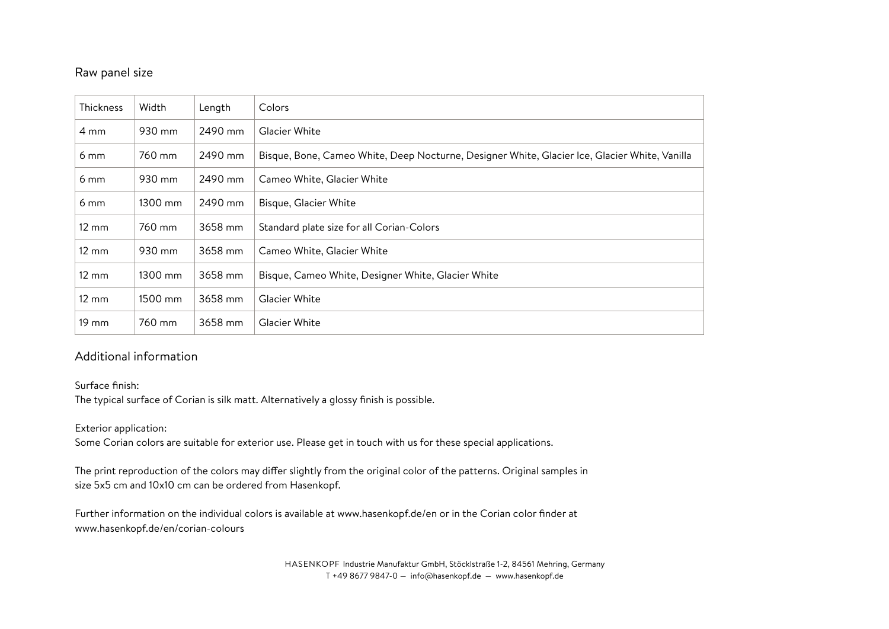## Raw panel size

| Thickness | Width | Length | Colors |
|---|---|---|---|
| 4 mm | 930 mm | 2490 mm | Glacier White |
| 6 mm | 760 mm | 2490 mm | Bisque, Bone, Cameo White, Deep Nocturne, Designer White, Glacier Ice, Glacier White, Vanilla |
| 6 mm | 930 mm | 2490 mm | Cameo White, Glacier White |
| 6 mm | 1300 mm | 2490 mm | Bisque, Glacier White |
| 12 mm | 760 mm | 3658 mm | Standard plate size for all Corian-Colors |
| 12 mm | 930 mm | 3658 mm | Cameo White, Glacier White |
| 12 mm | 1300 mm | 3658 mm | Bisque, Cameo White, Designer White, Glacier White |
| 12 mm | 1500 mm | 3658 mm | Glacier White |
| 19 mm | 760 mm | 3658 mm | Glacier White |

## Additional information

Surface finish:
The typical surface of Corian is silk matt. Alternatively a glossy finish is possible.

Exterior application:
Some Corian colors are suitable for exterior use. Please get in touch with us for these special applications.

The print reproduction of the colors may differ slightly from the original color of the patterns. Original samples in size 5x5 cm and 10x10 cm can be ordered from Hasenkopf.

Further information on the individual colors is available at www.hasenkopf.de/en or in the Corian color finder at www.hasenkopf.de/en/corian-colours

HASENKOPF Industrie Manufaktur GmbH, Stöcklstraße 1-2, 84561 Mehring, Germany
T +49 8677 9847-0 — info@hasenkopf.de — www.hasenkopf.de